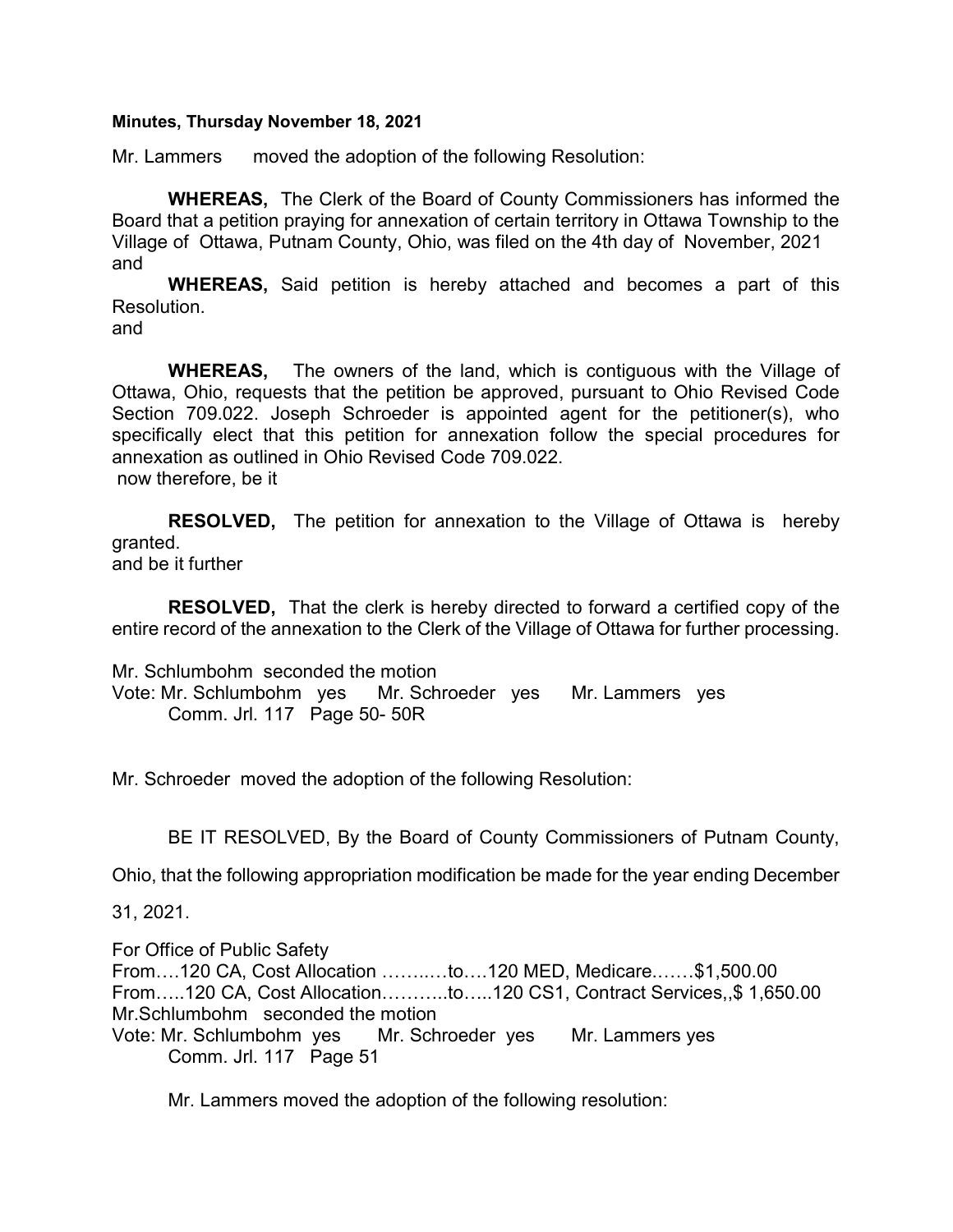**Minutes, Thursday November 18, 2021**

Mr. Lammers moved the adoption of the following Resolution:

**WHEREAS,** The Clerk of the Board of County Commissioners has informed the Board that a petition praying for annexation of certain territory in Ottawa Township to the Village of Ottawa, Putnam County, Ohio, was filed on the 4th day of November, 2021 and

**WHEREAS,** Said petition is hereby attached and becomes a part of this Resolution.
and

**WHEREAS,** The owners of the land, which is contiguous with the Village of Ottawa, Ohio, requests that the petition be approved, pursuant to Ohio Revised Code Section 709.022. Joseph Schroeder is appointed agent for the petitioner(s), who specifically elect that this petition for annexation follow the special procedures for annexation as outlined in Ohio Revised Code 709.022.
now therefore, be it

**RESOLVED,** The petition for annexation to the Village of Ottawa is hereby granted.
and be it further

**RESOLVED,** That the clerk is hereby directed to forward a certified copy of the entire record of the annexation to the Clerk of the Village of Ottawa for further processing.

Mr. Schlumbohm seconded the motion
Vote: Mr. Schlumbohm yes Mr. Schroeder yes Mr. Lammers yes
Comm. Jrl. 117 Page 50- 50R

Mr. Schroeder moved the adoption of the following Resolution:

BE IT RESOLVED, By the Board of County Commissioners of Putnam County, Ohio, that the following appropriation modification be made for the year ending December 31, 2021.

For Office of Public Safety
From….120 CA, Cost Allocation ……..…to….120 MED, Medicare.……$1,500.00
From…..120 CA, Cost Allocation………..to…..120 CS1, Contract Services,,$ 1,650.00
Mr.Schlumbohm seconded the motion
Vote: Mr. Schlumbohm yes Mr. Schroeder yes Mr. Lammers yes
Comm. Jrl. 117 Page 51

Mr. Lammers moved the adoption of the following resolution: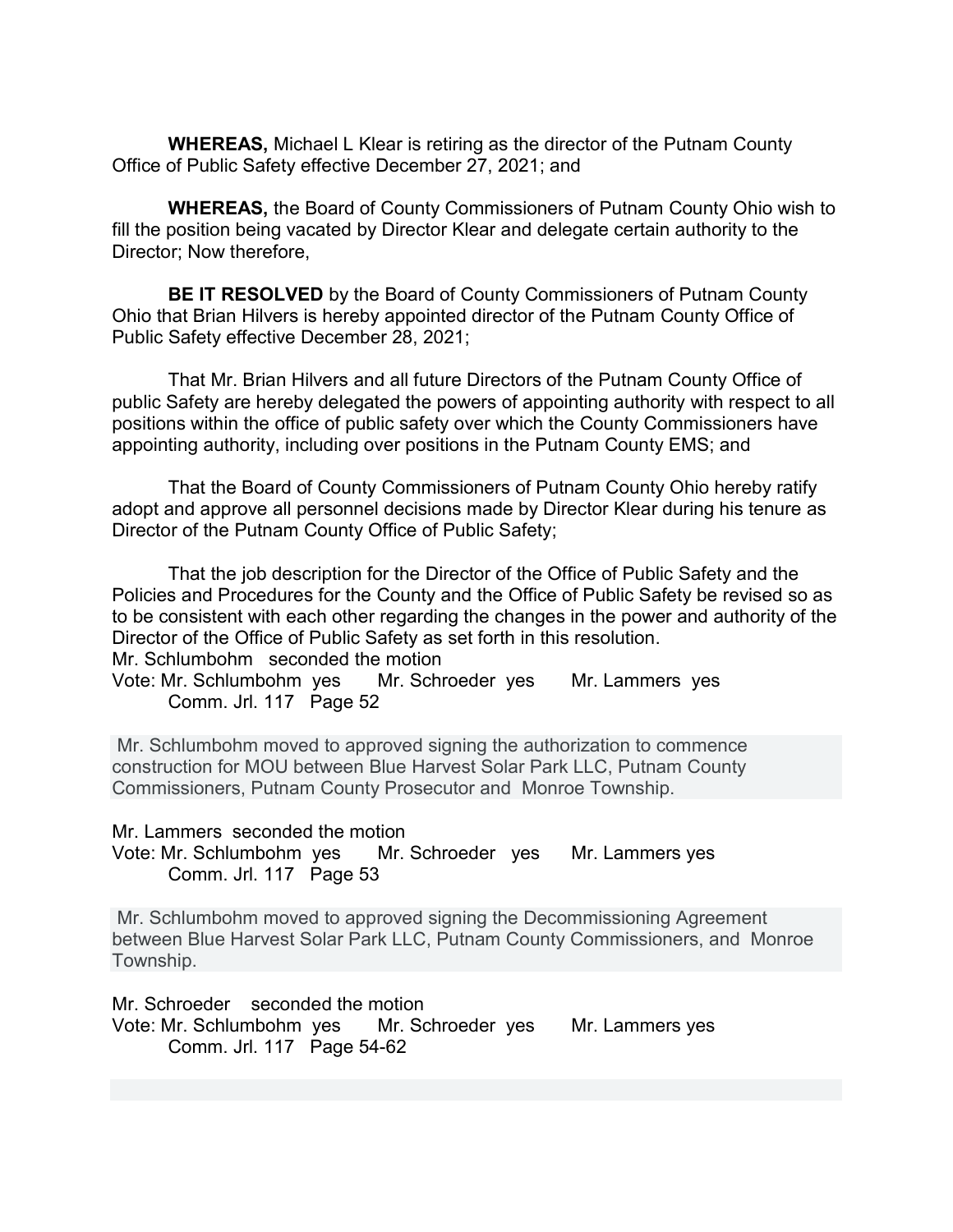**WHEREAS,** Michael L Klear is retiring as the director of the Putnam County Office of Public Safety effective December 27, 2021; and

**WHEREAS,** the Board of County Commissioners of Putnam County Ohio wish to fill the position being vacated by Director Klear and delegate certain authority to the Director; Now therefore,

**BE IT RESOLVED** by the Board of County Commissioners of Putnam County Ohio that Brian Hilvers is hereby appointed director of the Putnam County Office of Public Safety effective December 28, 2021;

That Mr. Brian Hilvers and all future Directors of the Putnam County Office of public Safety are hereby delegated the powers of appointing authority with respect to all positions within the office of public safety over which the County Commissioners have appointing authority, including over positions in the Putnam County EMS; and

That the Board of County Commissioners of Putnam County Ohio hereby ratify adopt and approve all personnel decisions made by Director Klear during his tenure as Director of the Putnam County Office of Public Safety;

That the job description for the Director of the Office of Public Safety and the Policies and Procedures for the County and the Office of Public Safety be revised so as to be consistent with each other regarding the changes in the power and authority of the Director of the Office of Public Safety as set forth in this resolution.

Mr. Schlumbohm seconded the motion
Vote: Mr. Schlumbohm yes Mr. Schroeder yes Mr. Lammers yes
Comm. Jrl. 117 Page 52

Mr. Schlumbohm moved to approved signing the authorization to commence construction for MOU between Blue Harvest Solar Park LLC, Putnam County Commissioners, Putnam County Prosecutor and Monroe Township.

Mr. Lammers seconded the motion
Vote: Mr. Schlumbohm yes Mr. Schroeder yes Mr. Lammers yes
Comm. Jrl. 117 Page 53

Mr. Schlumbohm moved to approved signing the Decommissioning Agreement between Blue Harvest Solar Park LLC, Putnam County Commissioners, and Monroe Township.

Mr. Schroeder seconded the motion
Vote: Mr. Schlumbohm yes Mr. Schroeder yes Mr. Lammers yes
Comm. Jrl. 117 Page 54-62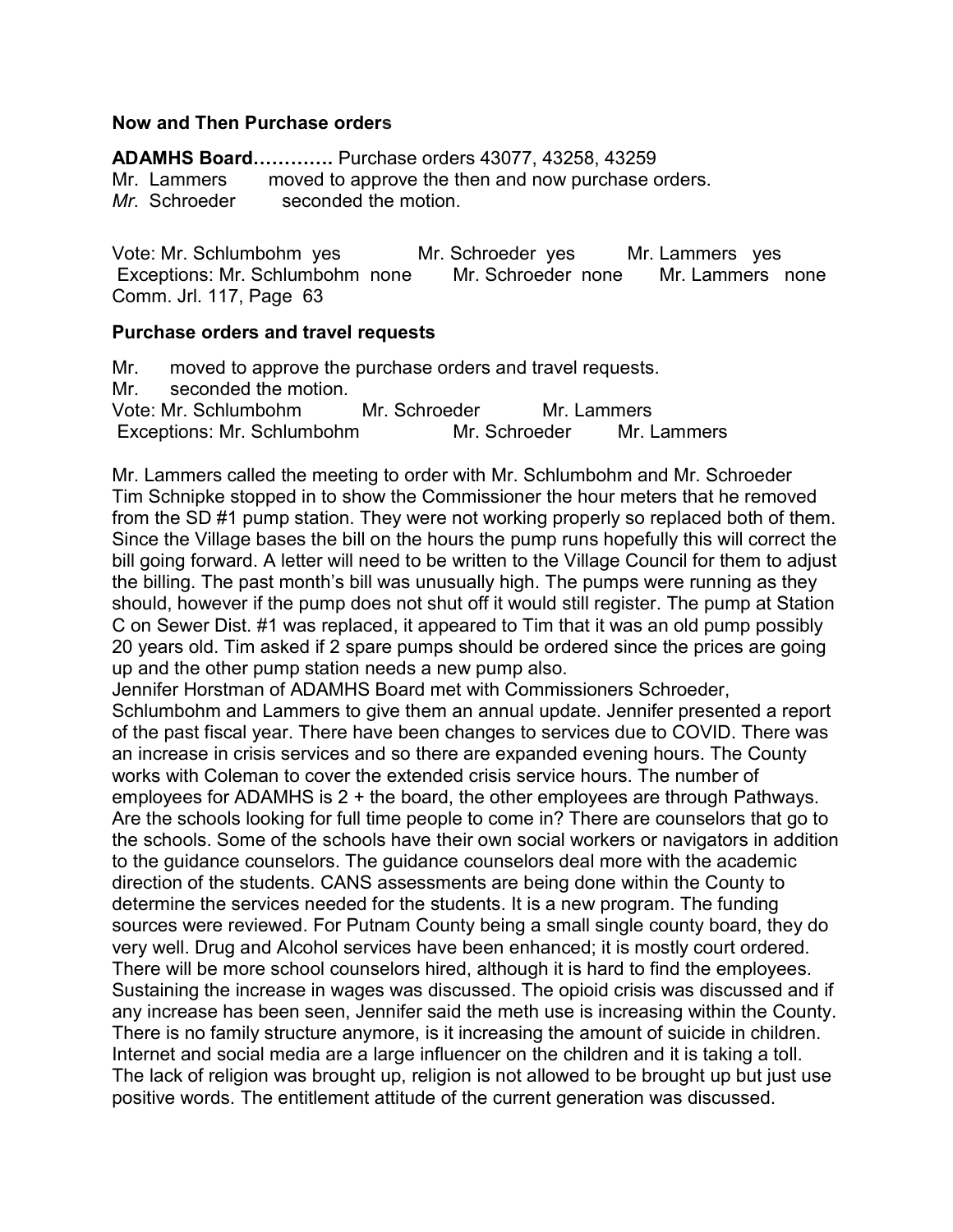**Now and Then Purchase orders**

**ADAMHS Board………….** Purchase orders 43077, 43258, 43259
Mr. Lammers moved to approve the then and now purchase orders.
*Mr.* Schroeder seconded the motion.

Vote: Mr. Schlumbohm yes Mr. Schroeder yes Mr. Lammers yes
Exceptions: Mr. Schlumbohm none Mr. Schroeder none Mr. Lammers none
Comm. Jrl. 117, Page 63

**Purchase orders and travel requests**

Mr. moved to approve the purchase orders and travel requests.
Mr. seconded the motion.
Vote: Mr. Schlumbohm Mr. Schroeder Mr. Lammers
Exceptions: Mr. Schlumbohm Mr. Schroeder Mr. Lammers

Mr. Lammers called the meeting to order with Mr. Schlumbohm and Mr. Schroeder
Tim Schnipke stopped in to show the Commissioner the hour meters that he removed from the SD #1 pump station. They were not working properly so replaced both of them. Since the Village bases the bill on the hours the pump runs hopefully this will correct the bill going forward. A letter will need to be written to the Village Council for them to adjust the billing. The past month's bill was unusually high. The pumps were running as they should, however if the pump does not shut off it would still register. The pump at Station C on Sewer Dist. #1 was replaced, it appeared to Tim that it was an old pump possibly 20 years old. Tim asked if 2 spare pumps should be ordered since the prices are going up and the other pump station needs a new pump also.
Jennifer Horstman of ADAMHS Board met with Commissioners Schroeder, Schlumbohm and Lammers to give them an annual update. Jennifer presented a report of the past fiscal year. There have been changes to services due to COVID. There was an increase in crisis services and so there are expanded evening hours. The County works with Coleman to cover the extended crisis service hours. The number of employees for ADAMHS is 2 + the board, the other employees are through Pathways. Are the schools looking for full time people to come in? There are counselors that go to the schools. Some of the schools have their own social workers or navigators in addition to the guidance counselors. The guidance counselors deal more with the academic direction of the students. CANS assessments are being done within the County to determine the services needed for the students. It is a new program. The funding sources were reviewed. For Putnam County being a small single county board, they do very well. Drug and Alcohol services have been enhanced; it is mostly court ordered. There will be more school counselors hired, although it is hard to find the employees. Sustaining the increase in wages was discussed. The opioid crisis was discussed and if any increase has been seen, Jennifer said the meth use is increasing within the County. There is no family structure anymore, is it increasing the amount of suicide in children. Internet and social media are a large influencer on the children and it is taking a toll. The lack of religion was brought up, religion is not allowed to be brought up but just use positive words. The entitlement attitude of the current generation was discussed.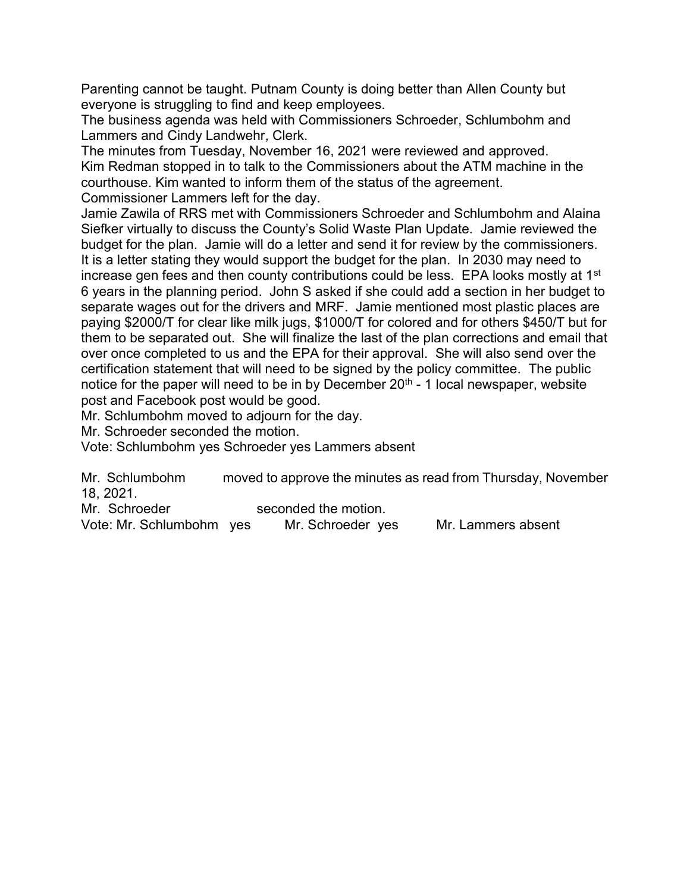Parenting cannot be taught. Putnam County is doing better than Allen County but everyone is struggling to find and keep employees.

The business agenda was held with Commissioners Schroeder, Schlumbohm and Lammers and Cindy Landwehr, Clerk.

The minutes from Tuesday, November 16, 2021 were reviewed and approved.

Kim Redman stopped in to talk to the Commissioners about the ATM machine in the courthouse. Kim wanted to inform them of the status of the agreement.

Commissioner Lammers left for the day.

Jamie Zawila of RRS met with Commissioners Schroeder and Schlumbohm and Alaina Siefker virtually to discuss the County's Solid Waste Plan Update. Jamie reviewed the budget for the plan. Jamie will do a letter and send it for review by the commissioners. It is a letter stating they would support the budget for the plan. In 2030 may need to increase gen fees and then county contributions could be less. EPA looks mostly at 1st 6 years in the planning period. John S asked if she could add a section in her budget to separate wages out for the drivers and MRF. Jamie mentioned most plastic places are paying $2000/T for clear like milk jugs, $1000/T for colored and for others $450/T but for them to be separated out. She will finalize the last of the plan corrections and email that over once completed to us and the EPA for their approval. She will also send over the certification statement that will need to be signed by the policy committee. The public notice for the paper will need to be in by December 20th - 1 local newspaper, website post and Facebook post would be good.

Mr. Schlumbohm moved to adjourn for the day.

Mr. Schroeder seconded the motion.

Vote: Schlumbohm yes Schroeder yes Lammers absent

Mr. Schlumbohm moved to approve the minutes as read from Thursday, November 18, 2021.

Mr. Schroeder seconded the motion.

Vote: Mr. Schlumbohm yes Mr. Schroeder yes Mr. Lammers absent